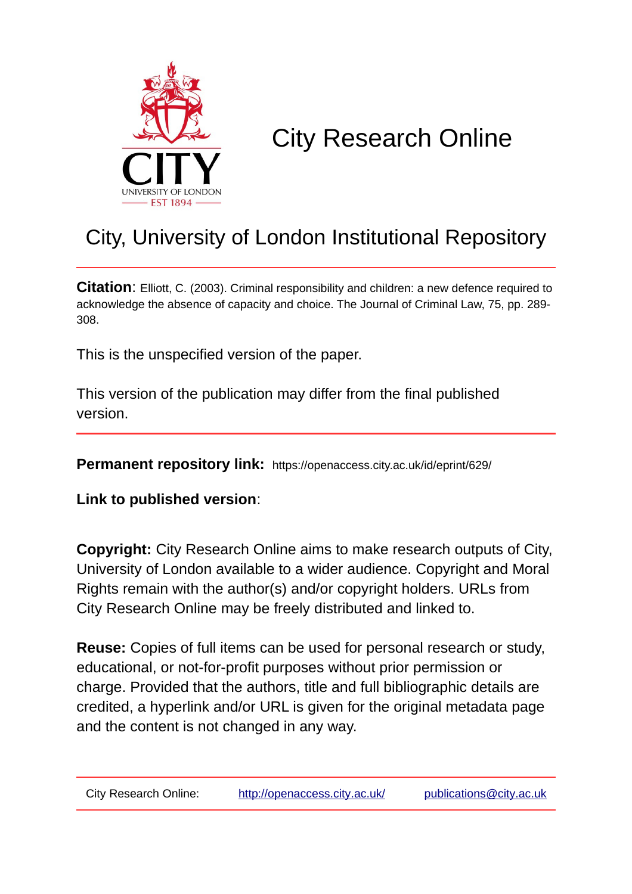# City Research Online

## City, University of London Institutional Repository

**Citation**: Elliott, C. (2003). Criminal responsibility and children: a new defence required to acknowledge the absence of capacity and choice. The Journal of Criminal Law, 75, pp. 289-308.

This is the unspecified version of the paper.

This version of the publication may differ from the final published version.

**Permanent repository link:** https://openaccess.city.ac.uk/id/eprint/629/

**Link to published version**:

**Copyright:** City Research Online aims to make research outputs of City, University of London available to a wider audience. Copyright and Moral Rights remain with the author(s) and/or copyright holders. URLs from City Research Online may be freely distributed and linked to.

**Reuse:** Copies of full items can be used for personal research or study, educational, or not-for-profit purposes without prior permission or charge. Provided that the authors, title and full bibliographic details are credited, a hyperlink and/or URL is given for the original metadata page and the content is not changed in any way.

City Research Online: http://openaccess.city.ac.uk/ publications@city.ac.uk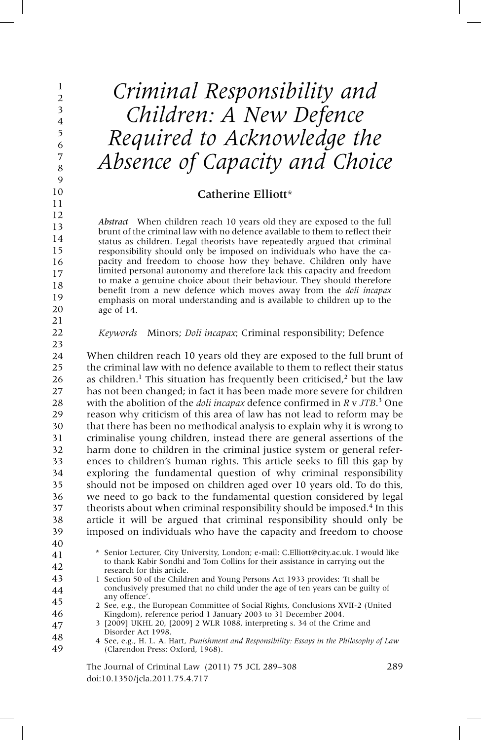# Criminal Responsibility and Children: A New Defence Required to Acknowledge the Absence of Capacity and Choice

## Catherine Elliott*

*Abstract* When children reach 10 years old they are exposed to the full brunt of the criminal law with no defence available to them to reflect their status as children. Legal theorists have repeatedly argued that criminal responsibility should only be imposed on individuals who have the capacity and freedom to choose how they behave. Children only have limited personal autonomy and therefore lack this capacity and freedom to make a genuine choice about their behaviour. They should therefore benefit from a new defence which moves away from the *doli incapax* emphasis on moral understanding and is available to children up to the age of 14.

*Keywords* Minors; *Doli incapax*; Criminal responsibility; Defence

When children reach 10 years old they are exposed to the full brunt of the criminal law with no defence available to them to reflect their status as children.[1] This situation has frequently been criticised,[2] but the law has not been changed; in fact it has been made more severe for children with the abolition of the *doli incapax* defence confirmed in *R* v *JTB*.[3] One reason why criticism of this area of law has not lead to reform may be that there has been no methodical analysis to explain why it is wrong to criminalise young children, instead there are general assertions of the harm done to children in the criminal justice system or general references to children's human rights. This article seeks to fill this gap by exploring the fundamental question of why criminal responsibility should not be imposed on children aged over 10 years old. To do this, we need to go back to the fundamental question considered by legal theorists about when criminal responsibility should be imposed.[4] In this article it will be argued that criminal responsibility should only be imposed on individuals who have the capacity and freedom to choose

\* Senior Lecturer, City University, London; e-mail: C.Elliott@city.ac.uk. I would like to thank Kabir Sondhi and Tom Collins for their assistance in carrying out the research for this article.

1 Section 50 of the Children and Young Persons Act 1933 provides: 'It shall be conclusively presumed that no child under the age of ten years can be guilty of any offence'.

2 See, e.g., the European Committee of Social Rights, Conclusions XVII-2 (United Kingdom), reference period 1 January 2003 to 31 December 2004.

3 [2009] UKHL 20, [2009] 2 WLR 1088, interpreting s. 34 of the Crime and Disorder Act 1998.

4 See, e.g., H. L. A. Hart, *Punishment and Responsibility: Essays in the Philosophy of Law* (Clarendon Press: Oxford, 1968).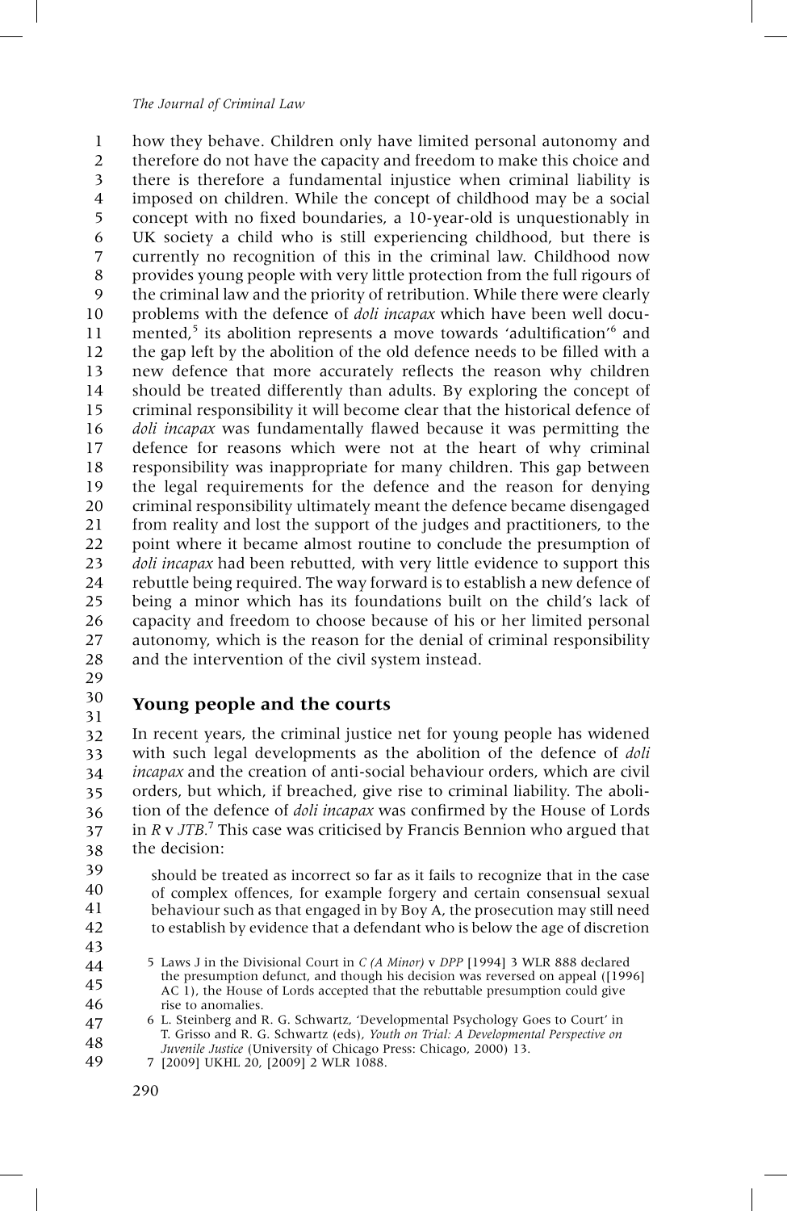how they behave. Children only have limited personal autonomy and therefore do not have the capacity and freedom to make this choice and there is therefore a fundamental injustice when criminal liability is imposed on children. While the concept of childhood may be a social concept with no fixed boundaries, a 10-year-old is unquestionably in UK society a child who is still experiencing childhood, but there is currently no recognition of this in the criminal law. Childhood now provides young people with very little protection from the full rigours of the criminal law and the priority of retribution. While there were clearly problems with the defence of *doli incapax* which have been well documented,[5] its abolition represents a move towards 'adultification'[6] and the gap left by the abolition of the old defence needs to be filled with a new defence that more accurately reflects the reason why children should be treated differently than adults. By exploring the concept of criminal responsibility it will become clear that the historical defence of *doli incapax* was fundamentally flawed because it was permitting the defence for reasons which were not at the heart of why criminal responsibility was inappropriate for many children. This gap between the legal requirements for the defence and the reason for denying criminal responsibility ultimately meant the defence became disengaged from reality and lost the support of the judges and practitioners, to the point where it became almost routine to conclude the presumption of *doli incapax* had been rebutted, with very little evidence to support this rebuttle being required. The way forward is to establish a new defence of being a minor which has its foundations built on the child's lack of capacity and freedom to choose because of his or her limited personal autonomy, which is the reason for the denial of criminal responsibility and the intervention of the civil system instead.

## Young people and the courts

In recent years, the criminal justice net for young people has widened with such legal developments as the abolition of the defence of *doli incapax* and the creation of anti-social behaviour orders, which are civil orders, but which, if breached, give rise to criminal liability. The abolition of the defence of *doli incapax* was confirmed by the House of Lords in *R* v *JTB*.[7] This case was criticised by Francis Bennion who argued that the decision:

> should be treated as incorrect so far as it fails to recognize that in the case of complex offences, for example forgery and certain consensual sexual behaviour such as that engaged in by Boy A, the prosecution may still need to establish by evidence that a defendant who is below the age of discretion

5 Laws J in the Divisional Court in *C (A Minor)* v *DPP* [1994] 3 WLR 888 declared the presumption defunct, and though his decision was reversed on appeal ([1996] AC 1), the House of Lords accepted that the rebuttable presumption could give rise to anomalies.

6 L. Steinberg and R. G. Schwartz, 'Developmental Psychology Goes to Court' in T. Grisso and R. G. Schwartz (eds), *Youth on Trial: A Developmental Perspective on Juvenile Justice* (University of Chicago Press: Chicago, 2000) 13.

7 [2009] UKHL 20, [2009] 2 WLR 1088.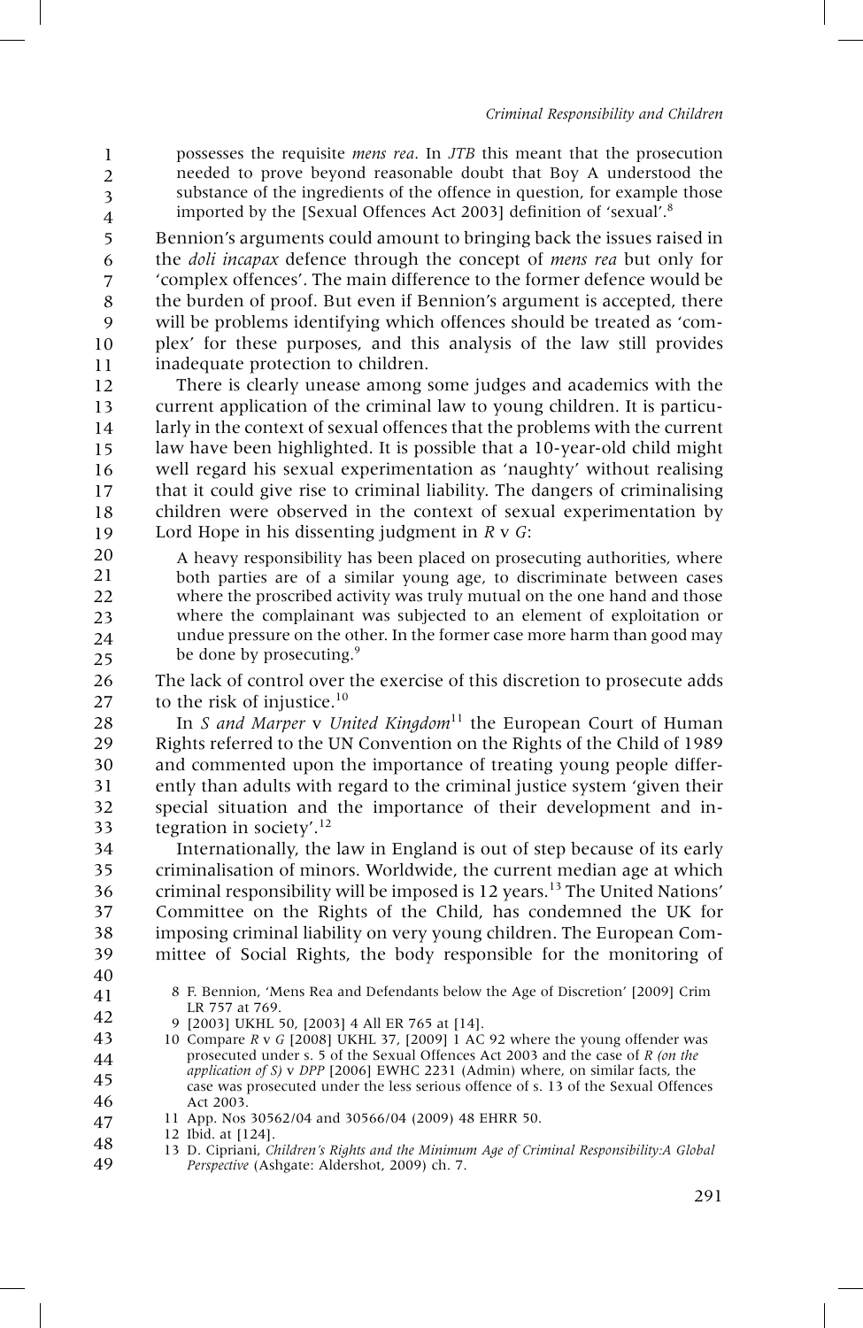> possesses the requisite *mens rea*. In *JTB* this meant that the prosecution needed to prove beyond reasonable doubt that Boy A understood the substance of the ingredients of the offence in question, for example those imported by the [Sexual Offences Act 2003] definition of 'sexual'.[8]

Bennion's arguments could amount to bringing back the issues raised in the *doli incapax* defence through the concept of *mens rea* but only for 'complex offences'. The main difference to the former defence would be the burden of proof. But even if Bennion's argument is accepted, there will be problems identifying which offences should be treated as 'complex' for these purposes, and this analysis of the law still provides inadequate protection to children.

There is clearly unease among some judges and academics with the current application of the criminal law to young children. It is particularly in the context of sexual offences that the problems with the current law have been highlighted. It is possible that a 10-year-old child might well regard his sexual experimentation as 'naughty' without realising that it could give rise to criminal liability. The dangers of criminalising children were observed in the context of sexual experimentation by Lord Hope in his dissenting judgment in *R* v *G*:

> A heavy responsibility has been placed on prosecuting authorities, where both parties are of a similar young age, to discriminate between cases where the proscribed activity was truly mutual on the one hand and those where the complainant was subjected to an element of exploitation or undue pressure on the other. In the former case more harm than good may be done by prosecuting.[9]

The lack of control over the exercise of this discretion to prosecute adds to the risk of injustice.[10]

In *S and Marper* v *United Kingdom*[11] the European Court of Human Rights referred to the UN Convention on the Rights of the Child of 1989 and commented upon the importance of treating young people differently than adults with regard to the criminal justice system 'given their special situation and the importance of their development and integration in society'.[12]

Internationally, the law in England is out of step because of its early criminalisation of minors. Worldwide, the current median age at which criminal responsibility will be imposed is 12 years.[13] The United Nations' Committee on the Rights of the Child, has condemned the UK for imposing criminal liability on very young children. The European Committee of Social Rights, the body responsible for the monitoring of

---

8 F. Bennion, 'Mens Rea and Defendants below the Age of Discretion' [2009] Crim LR 757 at 769.

9 [2003] UKHL 50, [2003] 4 All ER 765 at [14].

10 Compare *R* v *G* [2008] UKHL 37, [2009] 1 AC 92 where the young offender was prosecuted under s. 5 of the Sexual Offences Act 2003 and the case of *R (on the application of S)* v *DPP* [2006] EWHC 2231 (Admin) where, on similar facts, the case was prosecuted under the less serious offence of s. 13 of the Sexual Offences Act 2003.

11 App. Nos 30562/04 and 30566/04 (2009) 48 EHRR 50.

12 Ibid. at [124].

13 D. Cipriani, *Children's Rights and the Minimum Age of Criminal Responsibility:A Global Perspective* (Ashgate: Aldershot, 2009) ch. 7.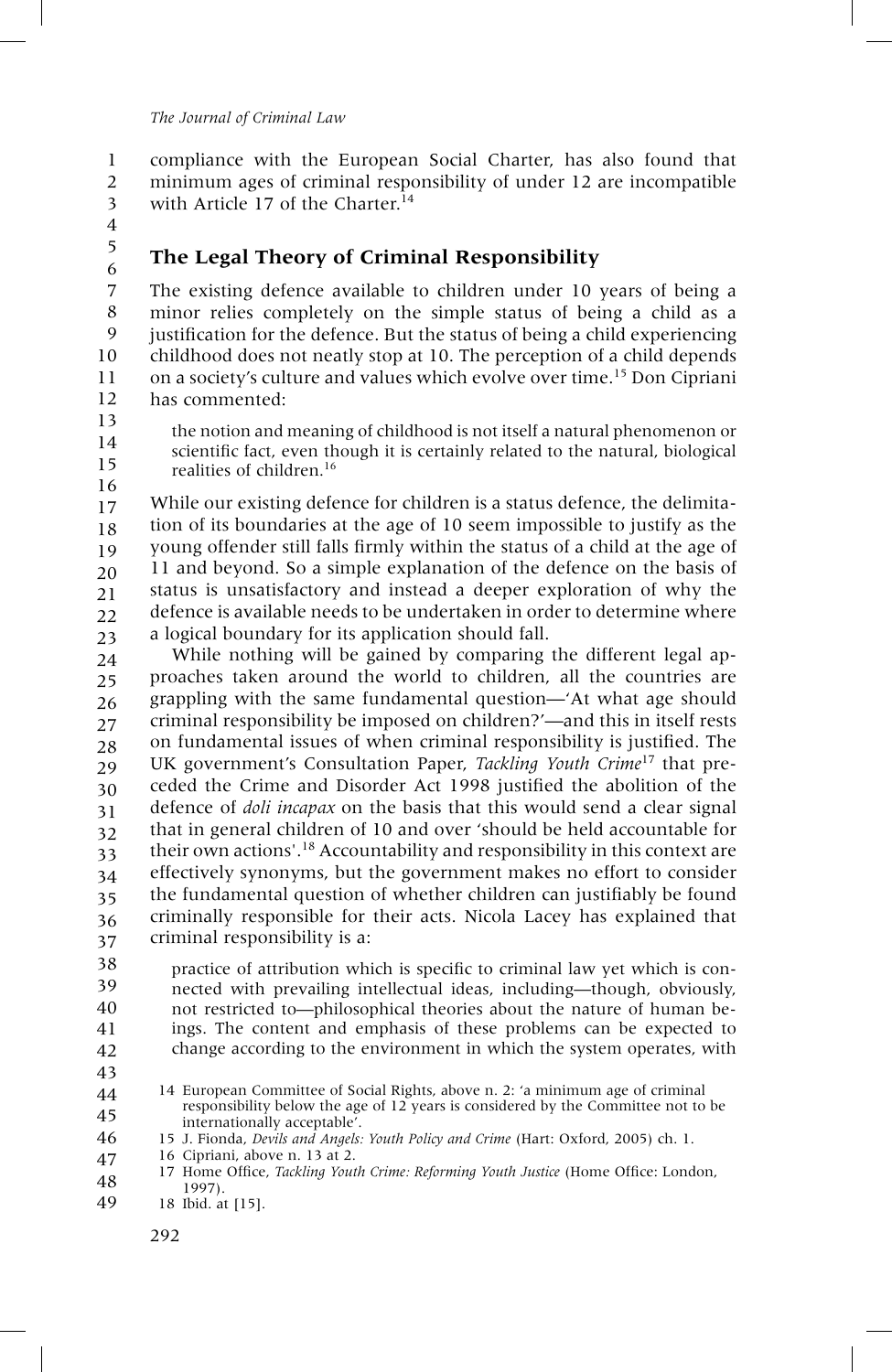compliance with the European Social Charter, has also found that minimum ages of criminal responsibility of under 12 are incompatible with Article 17 of the Charter.[14]

## The Legal Theory of Criminal Responsibility

The existing defence available to children under 10 years of being a minor relies completely on the simple status of being a child as a justification for the defence. But the status of being a child experiencing childhood does not neatly stop at 10. The perception of a child depends on a society's culture and values which evolve over time.[15] Don Cipriani has commented:

> the notion and meaning of childhood is not itself a natural phenomenon or scientific fact, even though it is certainly related to the natural, biological realities of children.[16]

While our existing defence for children is a status defence, the delimitation of its boundaries at the age of 10 seem impossible to justify as the young offender still falls firmly within the status of a child at the age of 11 and beyond. So a simple explanation of the defence on the basis of status is unsatisfactory and instead a deeper exploration of why the defence is available needs to be undertaken in order to determine where a logical boundary for its application should fall.

While nothing will be gained by comparing the different legal approaches taken around the world to children, all the countries are grappling with the same fundamental question—'At what age should criminal responsibility be imposed on children?'—and this in itself rests on fundamental issues of when criminal responsibility is justified. The UK government's Consultation Paper, *Tackling Youth Crime*[17] that preceded the Crime and Disorder Act 1998 justified the abolition of the defence of *doli incapax* on the basis that this would send a clear signal that in general children of 10 and over 'should be held accountable for their own actions'.[18] Accountability and responsibility in this context are effectively synonyms, but the government makes no effort to consider the fundamental question of whether children can justifiably be found criminally responsible for their acts. Nicola Lacey has explained that criminal responsibility is a:

> practice of attribution which is specific to criminal law yet which is connected with prevailing intellectual ideas, including—though, obviously, not restricted to—philosophical theories about the nature of human beings. The content and emphasis of these problems can be expected to change according to the environment in which the system operates, with

---

14 European Committee of Social Rights, above n. 2: 'a minimum age of criminal responsibility below the age of 12 years is considered by the Committee not to be internationally acceptable'.

15 J. Fionda, *Devils and Angels: Youth Policy and Crime* (Hart: Oxford, 2005) ch. 1.

16 Cipriani, above n. 13 at 2.

17 Home Office, *Tackling Youth Crime: Reforming Youth Justice* (Home Office: London, 1997).

18 Ibid. at [15].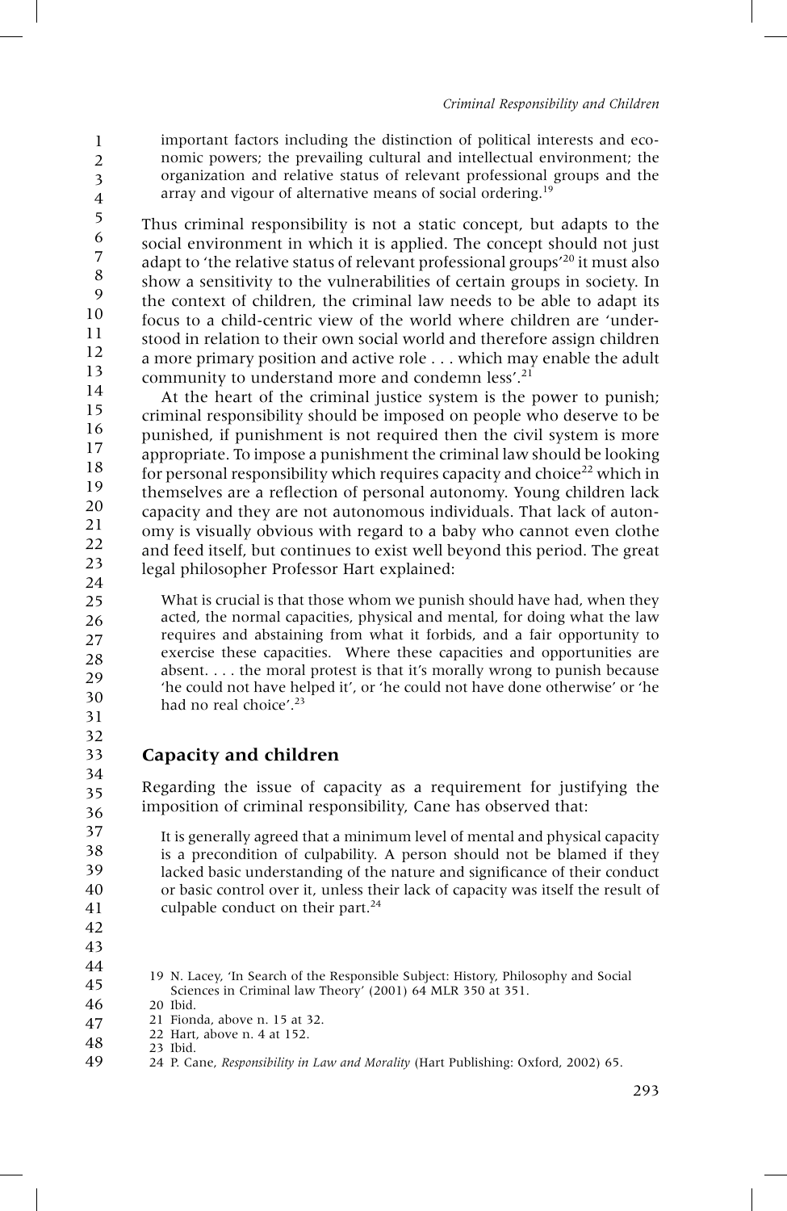> important factors including the distinction of political interests and economic powers; the prevailing cultural and intellectual environment; the organization and relative status of relevant professional groups and the array and vigour of alternative means of social ordering.[19]

Thus criminal responsibility is not a static concept, but adapts to the social environment in which it is applied. The concept should not just adapt to 'the relative status of relevant professional groups'[20] it must also show a sensitivity to the vulnerabilities of certain groups in society. In the context of children, the criminal law needs to be able to adapt its focus to a child-centric view of the world where children are 'understood in relation to their own social world and therefore assign children a more primary position and active role . . . which may enable the adult community to understand more and condemn less'.[21]

At the heart of the criminal justice system is the power to punish; criminal responsibility should be imposed on people who deserve to be punished, if punishment is not required then the civil system is more appropriate. To impose a punishment the criminal law should be looking for personal responsibility which requires capacity and choice[22] which in themselves are a reflection of personal autonomy. Young children lack capacity and they are not autonomous individuals. That lack of autonomy is visually obvious with regard to a baby who cannot even clothe and feed itself, but continues to exist well beyond this period. The great legal philosopher Professor Hart explained:

> What is crucial is that those whom we punish should have had, when they acted, the normal capacities, physical and mental, for doing what the law requires and abstaining from what it forbids, and a fair opportunity to exercise these capacities. Where these capacities and opportunities are absent. . . . the moral protest is that it's morally wrong to punish because 'he could not have helped it', or 'he could not have done otherwise' or 'he had no real choice'.[23]

## Capacity and children

Regarding the issue of capacity as a requirement for justifying the imposition of criminal responsibility, Cane has observed that:

> It is generally agreed that a minimum level of mental and physical capacity is a precondition of culpability. A person should not be blamed if they lacked basic understanding of the nature and significance of their conduct or basic control over it, unless their lack of capacity was itself the result of culpable conduct on their part.[24]

---

19 N. Lacey, 'In Search of the Responsible Subject: History, Philosophy and Social Sciences in Criminal law Theory' (2001) 64 MLR 350 at 351.
20 Ibid.
21 Fionda, above n. 15 at 32.
22 Hart, above n. 4 at 152.
23 Ibid.
24 P. Cane, *Responsibility in Law and Morality* (Hart Publishing: Oxford, 2002) 65.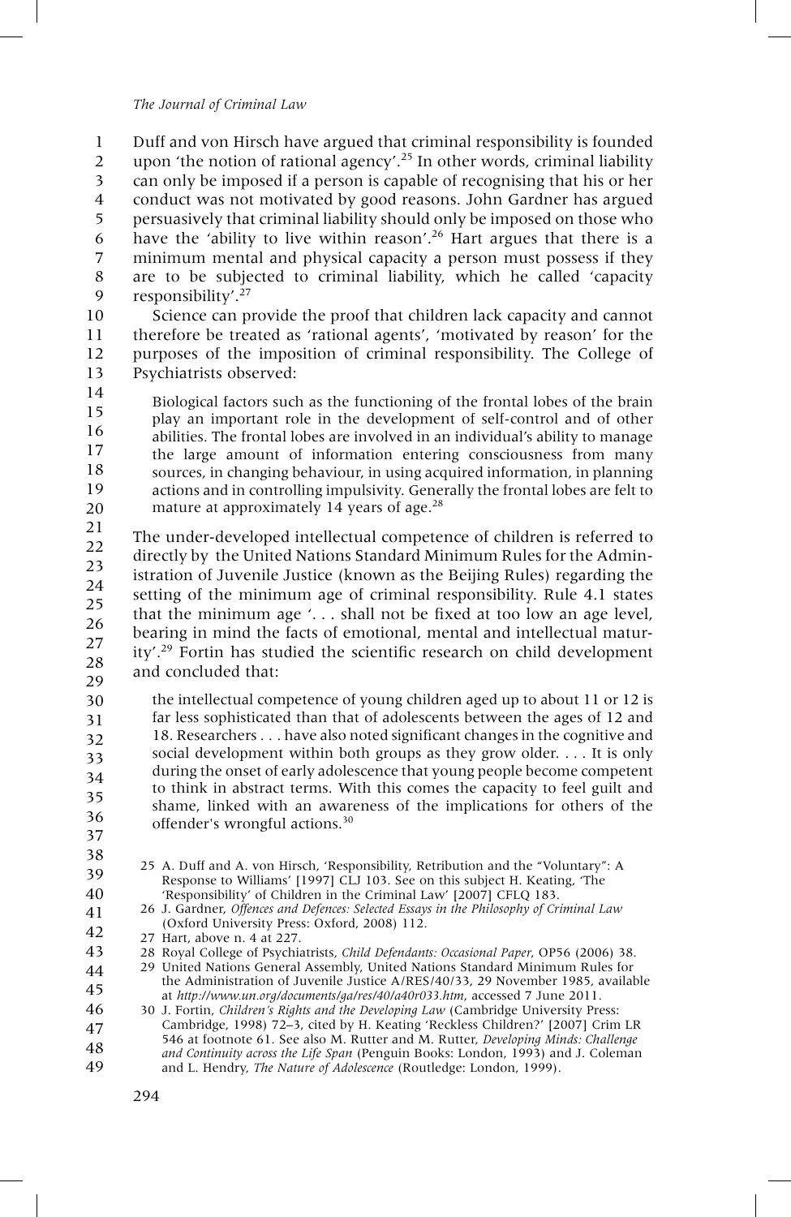Duff and von Hirsch have argued that criminal responsibility is founded upon 'the notion of rational agency'.[25] In other words, criminal liability can only be imposed if a person is capable of recognising that his or her conduct was not motivated by good reasons. John Gardner has argued persuasively that criminal liability should only be imposed on those who have the 'ability to live within reason'.[26] Hart argues that there is a minimum mental and physical capacity a person must possess if they are to be subjected to criminal liability, which he called 'capacity responsibility'.[27]

Science can provide the proof that children lack capacity and cannot therefore be treated as 'rational agents', 'motivated by reason' for the purposes of the imposition of criminal responsibility. The College of Psychiatrists observed:

> Biological factors such as the functioning of the frontal lobes of the brain play an important role in the development of self-control and of other abilities. The frontal lobes are involved in an individual's ability to manage the large amount of information entering consciousness from many sources, in changing behaviour, in using acquired information, in planning actions and in controlling impulsivity. Generally the frontal lobes are felt to mature at approximately 14 years of age.[28]

The under-developed intellectual competence of children is referred to directly by the United Nations Standard Minimum Rules for the Administration of Juvenile Justice (known as the Beijing Rules) regarding the setting of the minimum age of criminal responsibility. Rule 4.1 states that the minimum age '. . . shall not be fixed at too low an age level, bearing in mind the facts of emotional, mental and intellectual maturity'.[29] Fortin has studied the scientific research on child development and concluded that:

> the intellectual competence of young children aged up to about 11 or 12 is far less sophisticated than that of adolescents between the ages of 12 and 18. Researchers . . . have also noted significant changes in the cognitive and social development within both groups as they grow older. . . . It is only during the onset of early adolescence that young people become competent to think in abstract terms. With this comes the capacity to feel guilt and shame, linked with an awareness of the implications for others of the offender's wrongful actions.[30]

---

25 A. Duff and A. von Hirsch, 'Responsibility, Retribution and the "Voluntary": A Response to Williams' [1997] CLJ 103. See on this subject H. Keating, 'The 'Responsibility' of Children in the Criminal Law' [2007] CFLQ 183.

26 J. Gardner, *Offences and Defences: Selected Essays in the Philosophy of Criminal Law* (Oxford University Press: Oxford, 2008) 112.

27 Hart, above n. 4 at 227.

28 Royal College of Psychiatrists, *Child Defendants: Occasional Paper*, OP56 (2006) 38.

29 United Nations General Assembly, United Nations Standard Minimum Rules for the Administration of Juvenile Justice A/RES/40/33, 29 November 1985, available at *http://www.un.org/documents/ga/res/40/a40r033.htm*, accessed 7 June 2011.

30 J. Fortin, *Children's Rights and the Developing Law* (Cambridge University Press: Cambridge, 1998) 72–3, cited by H. Keating 'Reckless Children?' [2007] Crim LR 546 at footnote 61. See also M. Rutter and M. Rutter, *Developing Minds: Challenge and Continuity across the Life Span* (Penguin Books: London, 1993) and J. Coleman and L. Hendry, *The Nature of Adolescence* (Routledge: London, 1999).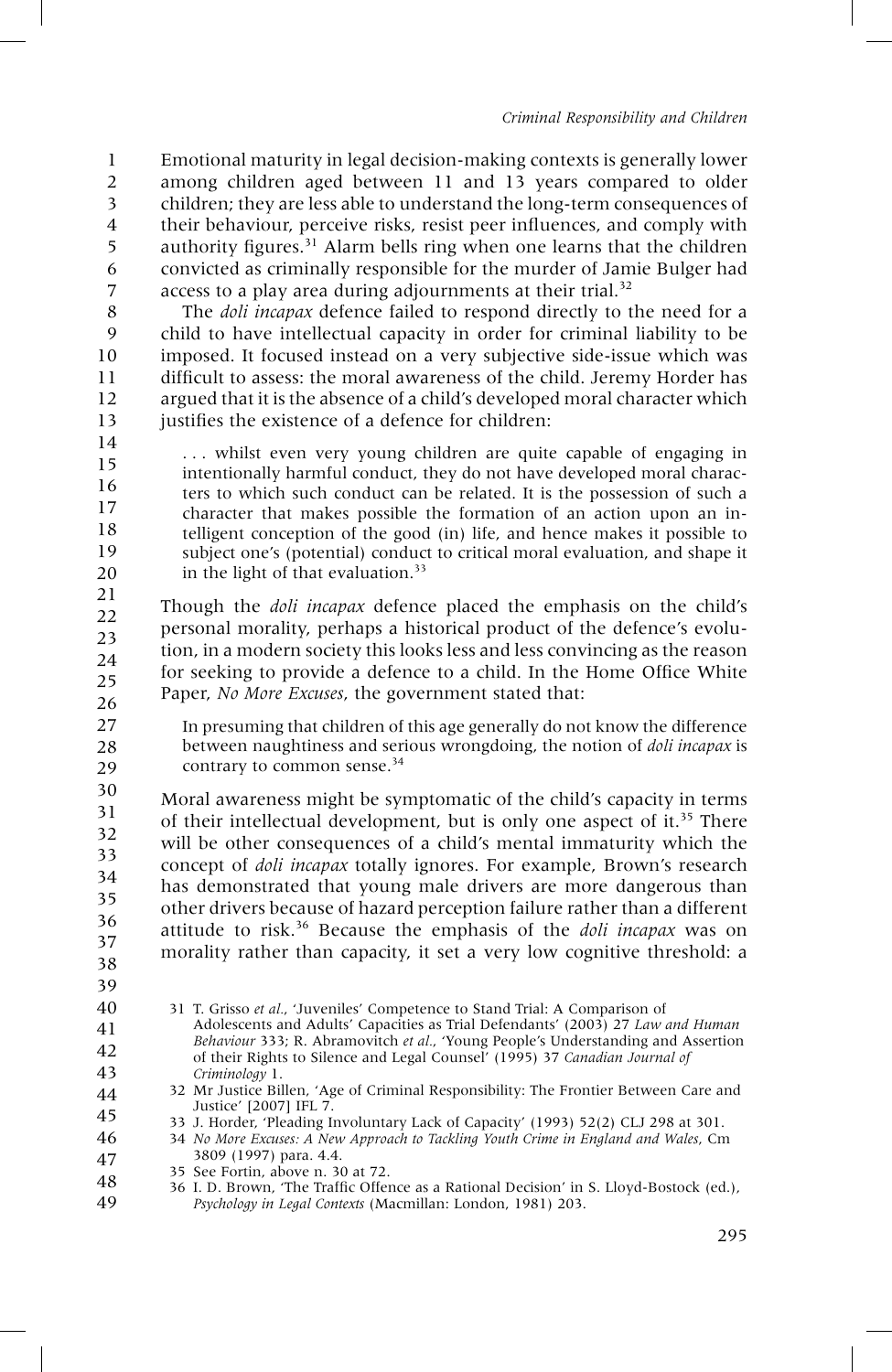Emotional maturity in legal decision-making contexts is generally lower among children aged between 11 and 13 years compared to older children; they are less able to understand the long-term consequences of their behaviour, perceive risks, resist peer influences, and comply with authority figures.[31] Alarm bells ring when one learns that the children convicted as criminally responsible for the murder of Jamie Bulger had access to a play area during adjournments at their trial.[32]

The *doli incapax* defence failed to respond directly to the need for a child to have intellectual capacity in order for criminal liability to be imposed. It focused instead on a very subjective side-issue which was difficult to assess: the moral awareness of the child. Jeremy Horder has argued that it is the absence of a child's developed moral character which justifies the existence of a defence for children:

> . . . whilst even very young children are quite capable of engaging in intentionally harmful conduct, they do not have developed moral characters to which such conduct can be related. It is the possession of such a character that makes possible the formation of an action upon an intelligent conception of the good (in) life, and hence makes it possible to subject one's (potential) conduct to critical moral evaluation, and shape it in the light of that evaluation.[33]

Though the *doli incapax* defence placed the emphasis on the child's personal morality, perhaps a historical product of the defence's evolution, in a modern society this looks less and less convincing as the reason for seeking to provide a defence to a child. In the Home Office White Paper, *No More Excuses*, the government stated that:

> In presuming that children of this age generally do not know the difference between naughtiness and serious wrongdoing, the notion of *doli incapax* is contrary to common sense.[34]

Moral awareness might be symptomatic of the child's capacity in terms of their intellectual development, but is only one aspect of it.[35] There will be other consequences of a child's mental immaturity which the concept of *doli incapax* totally ignores. For example, Brown's research has demonstrated that young male drivers are more dangerous than other drivers because of hazard perception failure rather than a different attitude to risk.[36] Because the emphasis of the *doli incapax* was on morality rather than capacity, it set a very low cognitive threshold: a

31 T. Grisso *et al.*, 'Juveniles' Competence to Stand Trial: A Comparison of Adolescents and Adults' Capacities as Trial Defendants' (2003) 27 *Law and Human Behaviour* 333; R. Abramovitch *et al.*, 'Young People's Understanding and Assertion of their Rights to Silence and Legal Counsel' (1995) 37 *Canadian Journal of Criminology* 1.

32 Mr Justice Billen, 'Age of Criminal Responsibility: The Frontier Between Care and Justice' [2007] IFL 7.

33 J. Horder, 'Pleading Involuntary Lack of Capacity' (1993) 52(2) CLJ 298 at 301.

34 *No More Excuses: A New Approach to Tackling Youth Crime in England and Wales*, Cm 3809 (1997) para. 4.4.

35 See Fortin, above n. 30 at 72.

36 I. D. Brown, 'The Traffic Offence as a Rational Decision' in S. Lloyd-Bostock (ed.), *Psychology in Legal Contexts* (Macmillan: London, 1981) 203.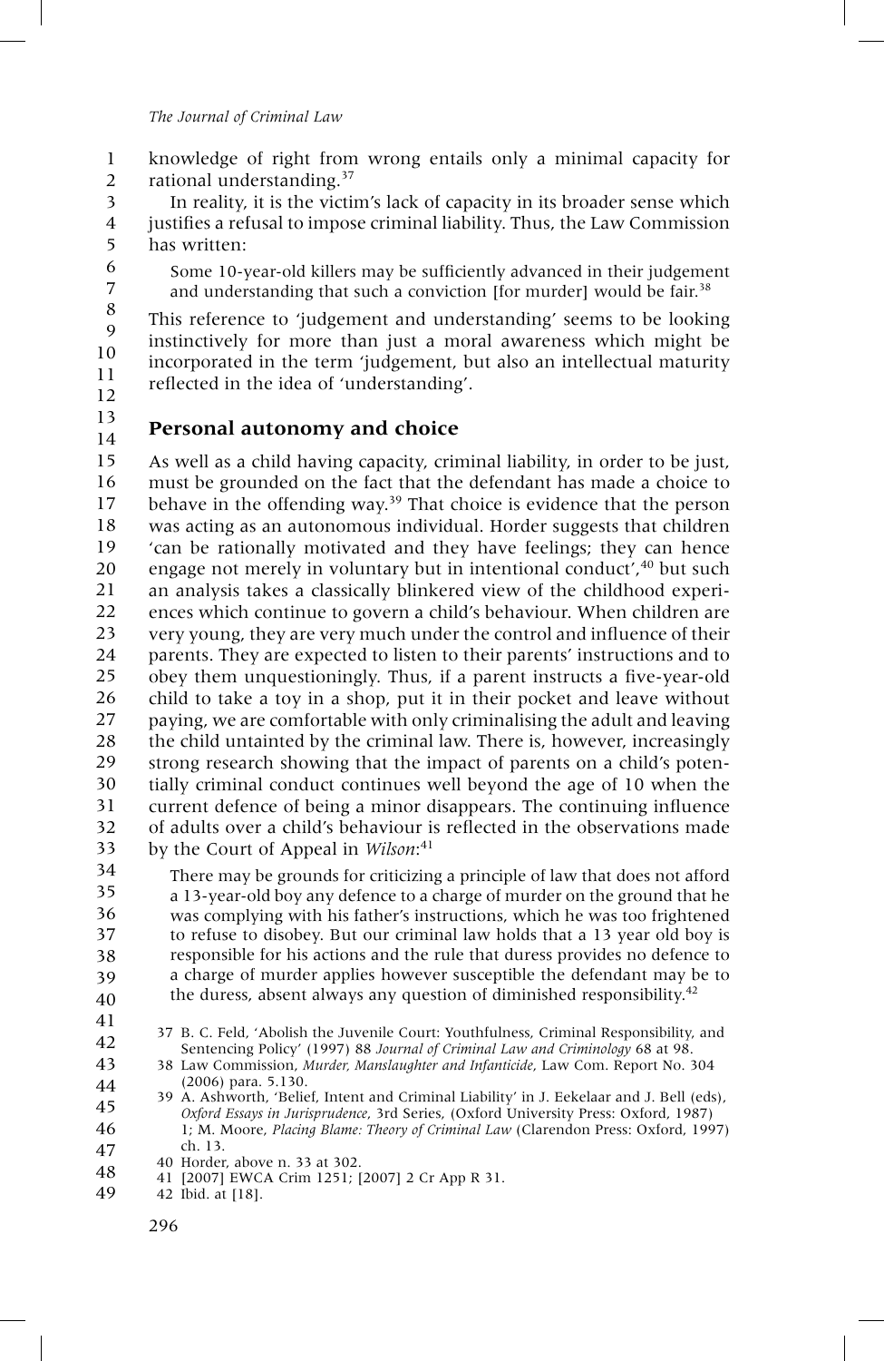knowledge of right from wrong entails only a minimal capacity for rational understanding.[37]

In reality, it is the victim's lack of capacity in its broader sense which justifies a refusal to impose criminal liability. Thus, the Law Commission has written:

> Some 10-year-old killers may be sufficiently advanced in their judgement and understanding that such a conviction [for murder] would be fair.[38]

This reference to 'judgement and understanding' seems to be looking instinctively for more than just a moral awareness which might be incorporated in the term 'judgement, but also an intellectual maturity reflected in the idea of 'understanding'.

## Personal autonomy and choice

As well as a child having capacity, criminal liability, in order to be just, must be grounded on the fact that the defendant has made a choice to behave in the offending way.[39] That choice is evidence that the person was acting as an autonomous individual. Horder suggests that children 'can be rationally motivated and they have feelings; they can hence engage not merely in voluntary but in intentional conduct',[40] but such an analysis takes a classically blinkered view of the childhood experiences which continue to govern a child's behaviour. When children are very young, they are very much under the control and influence of their parents. They are expected to listen to their parents' instructions and to obey them unquestioningly. Thus, if a parent instructs a five-year-old child to take a toy in a shop, put it in their pocket and leave without paying, we are comfortable with only criminalising the adult and leaving the child untainted by the criminal law. There is, however, increasingly strong research showing that the impact of parents on a child's potentially criminal conduct continues well beyond the age of 10 when the current defence of being a minor disappears. The continuing influence of adults over a child's behaviour is reflected in the observations made by the Court of Appeal in *Wilson*:[41]

> There may be grounds for criticizing a principle of law that does not afford a 13-year-old boy any defence to a charge of murder on the ground that he was complying with his father's instructions, which he was too frightened to refuse to disobey. But our criminal law holds that a 13 year old boy is responsible for his actions and the rule that duress provides no defence to a charge of murder applies however susceptible the defendant may be to the duress, absent always any question of diminished responsibility.[42]

37 B. C. Feld, 'Abolish the Juvenile Court: Youthfulness, Criminal Responsibility, and Sentencing Policy' (1997) 88 *Journal of Criminal Law and Criminology* 68 at 98.

38 Law Commission, *Murder, Manslaughter and Infanticide*, Law Com. Report No. 304 (2006) para. 5.130.

39 A. Ashworth, 'Belief, Intent and Criminal Liability' in J. Eekelaar and J. Bell (eds), *Oxford Essays in Jurisprudence*, 3rd Series, (Oxford University Press: Oxford, 1987) 1; M. Moore, *Placing Blame: Theory of Criminal Law* (Clarendon Press: Oxford, 1997) ch. 13.

40 Horder, above n. 33 at 302.

41 [2007] EWCA Crim 1251; [2007] 2 Cr App R 31.

42 Ibid. at [18].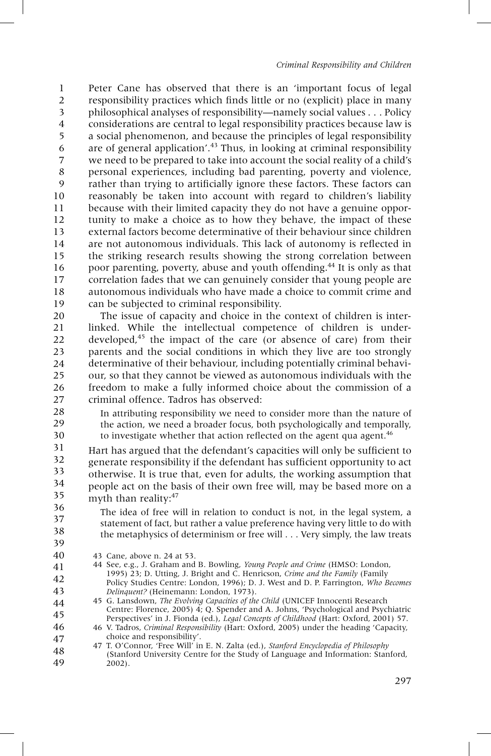Peter Cane has observed that there is an 'important focus of legal responsibility practices which finds little or no (explicit) place in many philosophical analyses of responsibility—namely social values . . . Policy considerations are central to legal responsibility practices because law is a social phenomenon, and because the principles of legal responsibility are of general application'.[43] Thus, in looking at criminal responsibility we need to be prepared to take into account the social reality of a child's personal experiences, including bad parenting, poverty and violence, rather than trying to artificially ignore these factors. These factors can reasonably be taken into account with regard to children's liability because with their limited capacity they do not have a genuine opportunity to make a choice as to how they behave, the impact of these external factors become determinative of their behaviour since children are not autonomous individuals. This lack of autonomy is reflected in the striking research results showing the strong correlation between poor parenting, poverty, abuse and youth offending.[44] It is only as that correlation fades that we can genuinely consider that young people are autonomous individuals who have made a choice to commit crime and can be subjected to criminal responsibility.

The issue of capacity and choice in the context of children is interlinked. While the intellectual competence of children is underdeveloped,[45] the impact of the care (or absence of care) from their parents and the social conditions in which they live are too strongly determinative of their behaviour, including potentially criminal behaviour, so that they cannot be viewed as autonomous individuals with the freedom to make a fully informed choice about the commission of a criminal offence. Tadros has observed:

> In attributing responsibility we need to consider more than the nature of the action, we need a broader focus, both psychologically and temporally, to investigate whether that action reflected on the agent qua agent.[46]

Hart has argued that the defendant's capacities will only be sufficient to generate responsibility if the defendant has sufficient opportunity to act otherwise. It is true that, even for adults, the working assumption that people act on the basis of their own free will, may be based more on a myth than reality:[47]

> The idea of free will in relation to conduct is not, in the legal system, a statement of fact, but rather a value preference having very little to do with the metaphysics of determinism or free will . . . Very simply, the law treats

43 Cane, above n. 24 at 53.

44 See, e.g., J. Graham and B. Bowling, *Young People and Crime* (HMSO: London, 1995) 23; D. Utting, J. Bright and C. Henricson, *Crime and the Family* (Family Policy Studies Centre: London, 1996); D. J. West and D. P. Farrington, *Who Becomes Delinquent?* (Heinemann: London, 1973).

45 G. Lansdown, *The Evolving Capacities of the Child* (UNICEF Innocenti Research Centre: Florence, 2005) 4; Q. Spender and A. Johns, 'Psychological and Psychiatric Perspectives' in J. Fionda (ed.), *Legal Concepts of Childhood* (Hart: Oxford, 2001) 57.

46 V. Tadros, *Criminal Responsibility* (Hart: Oxford, 2005) under the heading 'Capacity, choice and responsibility'.

47 T. O'Connor, 'Free Will' in E. N. Zalta (ed.), *Stanford Encyclopedia of Philosophy* (Stanford University Centre for the Study of Language and Information: Stanford, 2002).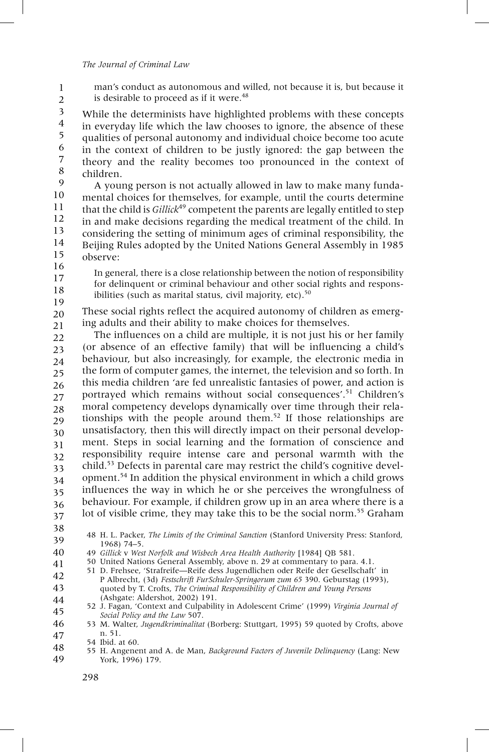> man's conduct as autonomous and willed, not because it is, but because it is desirable to proceed as if it were.[48]

While the determinists have highlighted problems with these concepts in everyday life which the law chooses to ignore, the absence of these qualities of personal autonomy and individual choice become too acute in the context of children to be justly ignored: the gap between the theory and the reality becomes too pronounced in the context of children.

A young person is not actually allowed in law to make many fundamental choices for themselves, for example, until the courts determine that the child is *Gillick*[49] competent the parents are legally entitled to step in and make decisions regarding the medical treatment of the child. In considering the setting of minimum ages of criminal responsibility, the Beijing Rules adopted by the United Nations General Assembly in 1985 observe:

> In general, there is a close relationship between the notion of responsibility for delinquent or criminal behaviour and other social rights and responsibilities (such as marital status, civil majority, etc).[50]

These social rights reflect the acquired autonomy of children as emerging adults and their ability to make choices for themselves.

The influences on a child are multiple, it is not just his or her family (or absence of an effective family) that will be influencing a child's behaviour, but also increasingly, for example, the electronic media in the form of computer games, the internet, the television and so forth. In this media children 'are fed unrealistic fantasies of power, and action is portrayed which remains without social consequences'.[51] Children's moral competency develops dynamically over time through their relationships with the people around them.[52] If those relationships are unsatisfactory, then this will directly impact on their personal development. Steps in social learning and the formation of conscience and responsibility require intense care and personal warmth with the child.[53] Defects in parental care may restrict the child's cognitive development.[54] In addition the physical environment in which a child grows influences the way in which he or she perceives the wrongfulness of behaviour. For example, if children grow up in an area where there is a lot of visible crime, they may take this to be the social norm.[55] Graham

48 H. L. Packer, *The Limits of the Criminal Sanction* (Stanford University Press: Stanford, 1968) 74–5.

49 *Gillick v West Norfolk and Wisbech Area Health Authority* [1984] QB 581.

50 United Nations General Assembly, above n. 29 at commentary to para. 4.1.

51 D. Frehsee, 'Strafreife—Reife dess Jugendlichen oder Reife der Gesellschaft' in P Albrecht, (3d) *Festschrift FurSchuler-Springorum zum 65* 390. Geburstag (1993), quoted by T. Crofts, *The Criminal Responsibility of Children and Young Persons* (Ashgate: Aldershot, 2002) 191.

52 J. Fagan, 'Context and Culpability in Adolescent Crime' (1999) *Virginia Journal of Social Policy and the Law* 507.

53 M. Walter, *Jugendkriminalitat* (Borberg: Stuttgart, 1995) 59 quoted by Crofts, above n. 51.

54 Ibid. at 60.

55 H. Angenent and A. de Man, *Background Factors of Juvenile Delinquency* (Lang: New York, 1996) 179.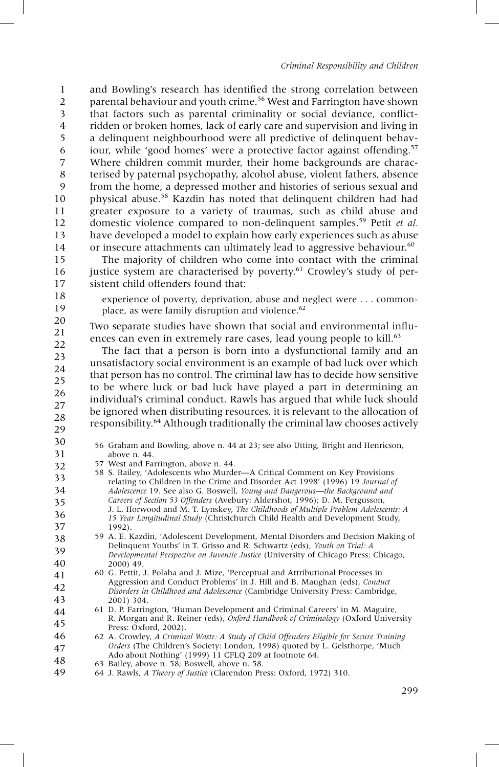and Bowling's research has identified the strong correlation between parental behaviour and youth crime.[56] West and Farrington have shown that factors such as parental criminality or social deviance, conflict-ridden or broken homes, lack of early care and supervision and living in a delinquent neighbourhood were all predictive of delinquent behaviour, while 'good homes' were a protective factor against offending.[57] Where children commit murder, their home backgrounds are characterised by paternal psychopathy, alcohol abuse, violent fathers, absence from the home, a depressed mother and histories of serious sexual and physical abuse.[58] Kazdin has noted that delinquent children had had greater exposure to a variety of traumas, such as child abuse and domestic violence compared to non-delinquent samples.[59] Petit *et al.* have developed a model to explain how early experiences such as abuse or insecure attachments can ultimately lead to aggressive behaviour.[60]

The majority of children who come into contact with the criminal justice system are characterised by poverty.[61] Crowley's study of persistent child offenders found that:

> experience of poverty, deprivation, abuse and neglect were . . . commonplace, as were family disruption and violence.[62]

Two separate studies have shown that social and environmental influences can even in extremely rare cases, lead young people to kill.[63]

The fact that a person is born into a dysfunctional family and an unsatisfactory social environment is an example of bad luck over which that person has no control. The criminal law has to decide how sensitive to be where luck or bad luck have played a part in determining an individual's criminal conduct. Rawls has argued that while luck should be ignored when distributing resources, it is relevant to the allocation of responsibility.[64] Although traditionally the criminal law chooses actively

56 Graham and Bowling, above n. 44 at 23; see also Utting, Bright and Henricson, above n. 44.

57 West and Farrington, above n. 44.

58 S. Bailey, 'Adolescents who Murder—A Critical Comment on Key Provisions relating to Children in the Crime and Disorder Act 1998' (1996) 19 *Journal of Adolescence* 19. See also G. Boswell, *Young and Dangerous—the Background and Careers of Section 53 Offenders* (Avebury: Aldershot, 1996); D. M. Fergusson, J. L. Horwood and M. T. Lynskey, *The Childhoods of Multiple Problem Adolescents: A 15 Year Longitudinal Study* (Christchurch Child Health and Development Study, 1992).

59 A. E. Kazdin, 'Adolescent Development, Mental Disorders and Decision Making of Delinquent Youths' in T. Grisso and R. Schwartz (eds), *Youth on Trial: A Developmental Perspective on Juvenile Justice* (University of Chicago Press: Chicago, 2000) 49.

60 G. Pettit, J. Polaha and J. Mize, 'Perceptual and Attributional Processes in Aggression and Conduct Problems' in J. Hill and B. Maughan (eds), *Conduct Disorders in Childhood and Adolescence* (Cambridge University Press: Cambridge, 2001) 304.

61 D. P. Farrington, 'Human Development and Criminal Careers' in M. Maguire, R. Morgan and R. Reiner (eds), *Oxford Handbook of Criminology* (Oxford University Press: Oxford, 2002).

62 A. Crowley, *A Criminal Waste: A Study of Child Offenders Eligible for Secure Training Orders* (The Children's Society: London, 1998) quoted by L. Gelsthorpe, 'Much Ado about Nothing' (1999) 11 CFLQ 209 at footnote 64.

63 Bailey, above n. 58; Boswell, above n. 58.

64 J. Rawls, *A Theory of Justice* (Clarendon Press: Oxford, 1972) 310.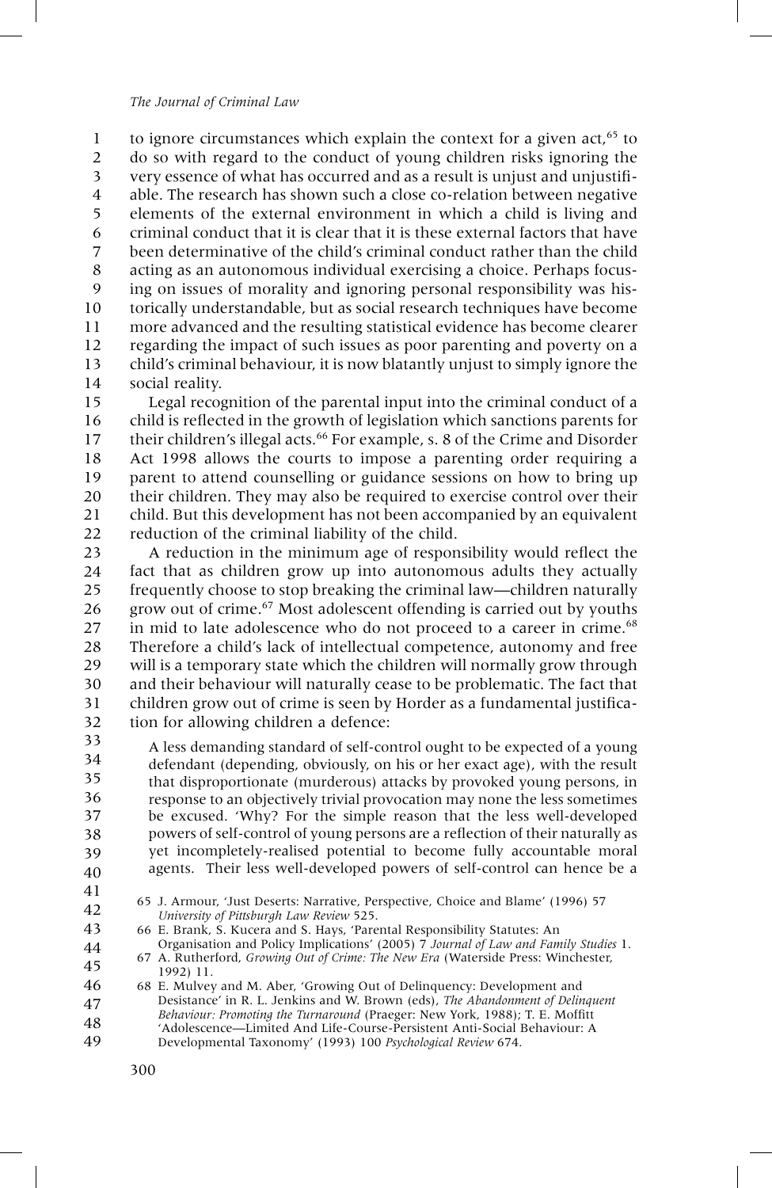to ignore circumstances which explain the context for a given act,[65] to do so with regard to the conduct of young children risks ignoring the very essence of what has occurred and as a result is unjust and unjustifiable. The research has shown such a close co-relation between negative elements of the external environment in which a child is living and criminal conduct that it is clear that it is these external factors that have been determinative of the child's criminal conduct rather than the child acting as an autonomous individual exercising a choice. Perhaps focusing on issues of morality and ignoring personal responsibility was historically understandable, but as social research techniques have become more advanced and the resulting statistical evidence has become clearer regarding the impact of such issues as poor parenting and poverty on a child's criminal behaviour, it is now blatantly unjust to simply ignore the social reality.

Legal recognition of the parental input into the criminal conduct of a child is reflected in the growth of legislation which sanctions parents for their children's illegal acts.[66] For example, s. 8 of the Crime and Disorder Act 1998 allows the courts to impose a parenting order requiring a parent to attend counselling or guidance sessions on how to bring up their children. They may also be required to exercise control over their child. But this development has not been accompanied by an equivalent reduction of the criminal liability of the child.

A reduction in the minimum age of responsibility would reflect the fact that as children grow up into autonomous adults they actually frequently choose to stop breaking the criminal law—children naturally grow out of crime.[67] Most adolescent offending is carried out by youths in mid to late adolescence who do not proceed to a career in crime.[68] Therefore a child's lack of intellectual competence, autonomy and free will is a temporary state which the children will normally grow through and their behaviour will naturally cease to be problematic. The fact that children grow out of crime is seen by Horder as a fundamental justification for allowing children a defence:

> A less demanding standard of self-control ought to be expected of a young defendant (depending, obviously, on his or her exact age), with the result that disproportionate (murderous) attacks by provoked young persons, in response to an objectively trivial provocation may none the less sometimes be excused. 'Why? For the simple reason that the less well-developed powers of self-control of young persons are a reflection of their naturally as yet incompletely-realised potential to become fully accountable moral agents. Their less well-developed powers of self-control can hence be a

65 J. Armour, 'Just Deserts: Narrative, Perspective, Choice and Blame' (1996) 57 *University of Pittsburgh Law Review* 525.

66 E. Brank, S. Kucera and S. Hays, 'Parental Responsibility Statutes: An Organisation and Policy Implications' (2005) 7 *Journal of Law and Family Studies* 1.

67 A. Rutherford, *Growing Out of Crime: The New Era* (Waterside Press: Winchester, 1992) 11.

68 E. Mulvey and M. Aber, 'Growing Out of Delinquency: Development and Desistance' in R. L. Jenkins and W. Brown (eds), *The Abandonment of Delinquent Behaviour: Promoting the Turnaround* (Praeger: New York, 1988); T. E. Moffitt 'Adolescence—Limited And Life-Course-Persistent Anti-Social Behaviour: A Developmental Taxonomy' (1993) 100 *Psychological Review* 674.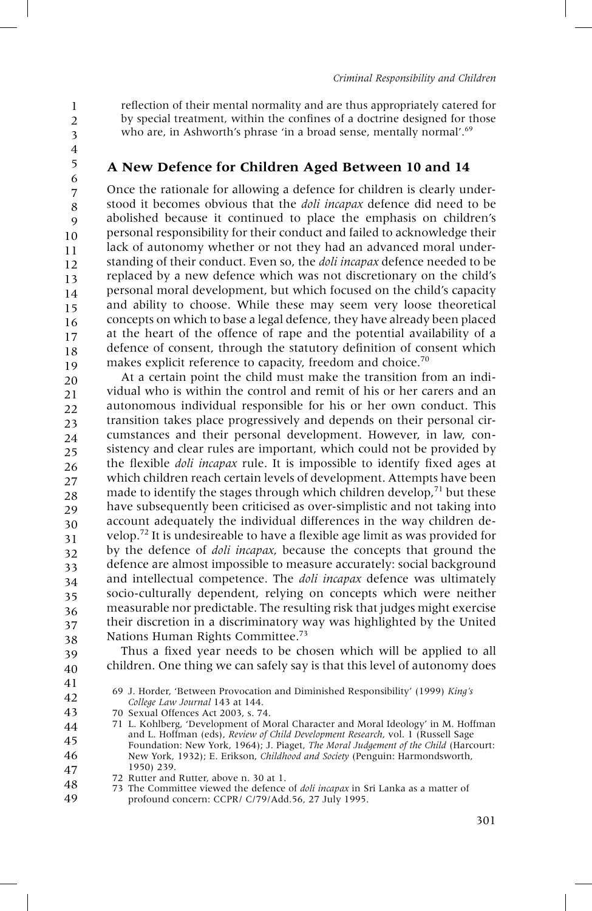reflection of their mental normality and are thus appropriately catered for by special treatment, within the confines of a doctrine designed for those who are, in Ashworth's phrase 'in a broad sense, mentally normal'.[69]

## A New Defence for Children Aged Between 10 and 14

Once the rationale for allowing a defence for children is clearly understood it becomes obvious that the *doli incapax* defence did need to be abolished because it continued to place the emphasis on children's personal responsibility for their conduct and failed to acknowledge their lack of autonomy whether or not they had an advanced moral understanding of their conduct. Even so, the *doli incapax* defence needed to be replaced by a new defence which was not discretionary on the child's personal moral development, but which focused on the child's capacity and ability to choose. While these may seem very loose theoretical concepts on which to base a legal defence, they have already been placed at the heart of the offence of rape and the potential availability of a defence of consent, through the statutory definition of consent which makes explicit reference to capacity, freedom and choice.[70]

At a certain point the child must make the transition from an individual who is within the control and remit of his or her carers and an autonomous individual responsible for his or her own conduct. This transition takes place progressively and depends on their personal circumstances and their personal development. However, in law, consistency and clear rules are important, which could not be provided by the flexible *doli incapax* rule. It is impossible to identify fixed ages at which children reach certain levels of development. Attempts have been made to identify the stages through which children develop,[71] but these have subsequently been criticised as over-simplistic and not taking into account adequately the individual differences in the way children develop.[72] It is undesireable to have a flexible age limit as was provided for by the defence of *doli incapax*, because the concepts that ground the defence are almost impossible to measure accurately: social background and intellectual competence. The *doli incapax* defence was ultimately socio-culturally dependent, relying on concepts which were neither measurable nor predictable. The resulting risk that judges might exercise their discretion in a discriminatory way was highlighted by the United Nations Human Rights Committee.[73]

Thus a fixed year needs to be chosen which will be applied to all children. One thing we can safely say is that this level of autonomy does

69 J. Horder, 'Between Provocation and Diminished Responsibility' (1999) *King's College Law Journal* 143 at 144.

70 Sexual Offences Act 2003, s. 74.

71 L. Kohlberg, 'Development of Moral Character and Moral Ideology' in M. Hoffman and L. Hoffman (eds), *Review of Child Development Research*, vol. 1 (Russell Sage Foundation: New York, 1964); J. Piaget, *The Moral Judgement of the Child* (Harcourt: New York, 1932); E. Erikson, *Childhood and Society* (Penguin: Harmondsworth, 1950) 239.

72 Rutter and Rutter, above n. 30 at 1.

73 The Committee viewed the defence of *doli incapax* in Sri Lanka as a matter of profound concern: CCPR/ C/79/Add.56, 27 July 1995.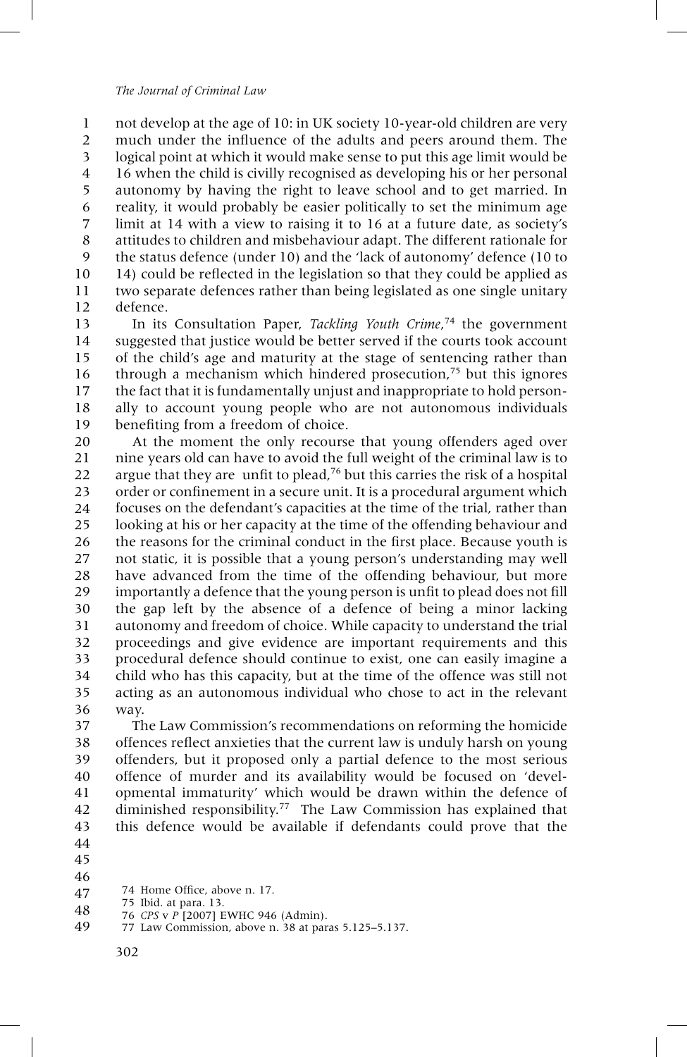not develop at the age of 10: in UK society 10-year-old children are very much under the influence of the adults and peers around them. The logical point at which it would make sense to put this age limit would be 16 when the child is civilly recognised as developing his or her personal autonomy by having the right to leave school and to get married. In reality, it would probably be easier politically to set the minimum age limit at 14 with a view to raising it to 16 at a future date, as society's attitudes to children and misbehaviour adapt. The different rationale for the status defence (under 10) and the 'lack of autonomy' defence (10 to 14) could be reflected in the legislation so that they could be applied as two separate defences rather than being legislated as one single unitary defence.

In its Consultation Paper, *Tackling Youth Crime*,[74] the government suggested that justice would be better served if the courts took account of the child's age and maturity at the stage of sentencing rather than through a mechanism which hindered prosecution,[75] but this ignores the fact that it is fundamentally unjust and inappropriate to hold personally to account young people who are not autonomous individuals benefiting from a freedom of choice.

At the moment the only recourse that young offenders aged over nine years old can have to avoid the full weight of the criminal law is to argue that they are unfit to plead,[76] but this carries the risk of a hospital order or confinement in a secure unit. It is a procedural argument which focuses on the defendant's capacities at the time of the trial, rather than looking at his or her capacity at the time of the offending behaviour and the reasons for the criminal conduct in the first place. Because youth is not static, it is possible that a young person's understanding may well have advanced from the time of the offending behaviour, but more importantly a defence that the young person is unfit to plead does not fill the gap left by the absence of a defence of being a minor lacking autonomy and freedom of choice. While capacity to understand the trial proceedings and give evidence are important requirements and this procedural defence should continue to exist, one can easily imagine a child who has this capacity, but at the time of the offence was still not acting as an autonomous individual who chose to act in the relevant way.

The Law Commission's recommendations on reforming the homicide offences reflect anxieties that the current law is unduly harsh on young offenders, but it proposed only a partial defence to the most serious offence of murder and its availability would be focused on 'developmental immaturity' which would be drawn within the defence of diminished responsibility.[77] The Law Commission has explained that this defence would be available if defendants could prove that the

74 Home Office, above n. 17.

75 Ibid. at para. 13.

76 *CPS* v *P* [2007] EWHC 946 (Admin).

77 Law Commission, above n. 38 at paras 5.125–5.137.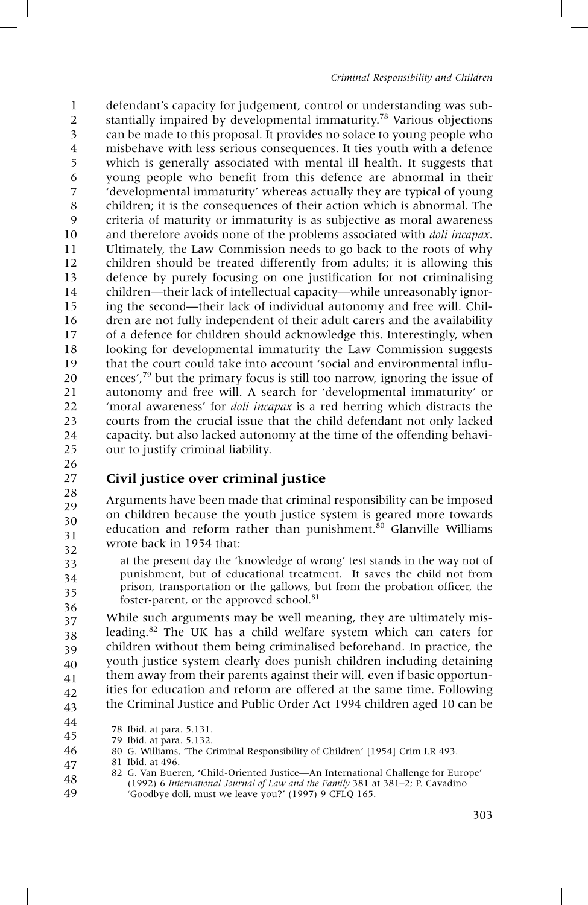defendant's capacity for judgement, control or understanding was substantially impaired by developmental immaturity.[78] Various objections can be made to this proposal. It provides no solace to young people who misbehave with less serious consequences. It ties youth with a defence which is generally associated with mental ill health. It suggests that young people who benefit from this defence are abnormal in their 'developmental immaturity' whereas actually they are typical of young children; it is the consequences of their action which is abnormal. The criteria of maturity or immaturity is as subjective as moral awareness and therefore avoids none of the problems associated with *doli incapax*. Ultimately, the Law Commission needs to go back to the roots of why children should be treated differently from adults; it is allowing this defence by purely focusing on one justification for not criminalising children—their lack of intellectual capacity—while unreasonably ignoring the second—their lack of individual autonomy and free will. Children are not fully independent of their adult carers and the availability of a defence for children should acknowledge this. Interestingly, when looking for developmental immaturity the Law Commission suggests that the court could take into account 'social and environmental influences',[79] but the primary focus is still too narrow, ignoring the issue of autonomy and free will. A search for 'developmental immaturity' or 'moral awareness' for *doli incapax* is a red herring which distracts the courts from the crucial issue that the child defendant not only lacked capacity, but also lacked autonomy at the time of the offending behaviour to justify criminal liability.

## Civil justice over criminal justice

Arguments have been made that criminal responsibility can be imposed on children because the youth justice system is geared more towards education and reform rather than punishment.[80] Glanville Williams wrote back in 1954 that:

> at the present day the 'knowledge of wrong' test stands in the way not of punishment, but of educational treatment. It saves the child not from prison, transportation or the gallows, but from the probation officer, the foster-parent, or the approved school.[81]

While such arguments may be well meaning, they are ultimately misleading.[82] The UK has a child welfare system which can caters for children without them being criminalised beforehand. In practice, the youth justice system clearly does punish children including detaining them away from their parents against their will, even if basic opportunities for education and reform are offered at the same time. Following the Criminal Justice and Public Order Act 1994 children aged 10 can be

78 Ibid. at para. 5.131.

79 Ibid. at para. 5.132.

80 G. Williams, 'The Criminal Responsibility of Children' [1954] Crim LR 493.

81 Ibid. at 496.

82 G. Van Bueren, 'Child-Oriented Justice—An International Challenge for Europe' (1992) 6 *International Journal of Law and the Family* 381 at 381–2; P. Cavadino 'Goodbye doli, must we leave you?' (1997) 9 CFLQ 165.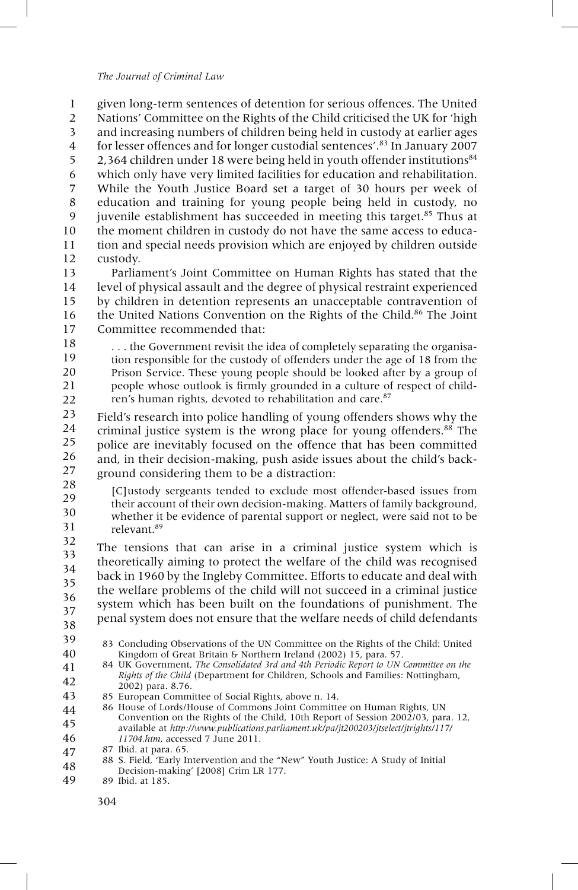given long-term sentences of detention for serious offences. The United Nations' Committee on the Rights of the Child criticised the UK for 'high and increasing numbers of children being held in custody at earlier ages for lesser offences and for longer custodial sentences'.[83] In January 2007 2,364 children under 18 were being held in youth offender institutions[84] which only have very limited facilities for education and rehabilitation. While the Youth Justice Board set a target of 30 hours per week of education and training for young people being held in custody, no juvenile establishment has succeeded in meeting this target.[85] Thus at the moment children in custody do not have the same access to education and special needs provision which are enjoyed by children outside custody.

Parliament's Joint Committee on Human Rights has stated that the level of physical assault and the degree of physical restraint experienced by children in detention represents an unacceptable contravention of the United Nations Convention on the Rights of the Child.[86] The Joint Committee recommended that:

> . . . the Government revisit the idea of completely separating the organisation responsible for the custody of offenders under the age of 18 from the Prison Service. These young people should be looked after by a group of people whose outlook is firmly grounded in a culture of respect of children's human rights, devoted to rehabilitation and care.[87]

Field's research into police handling of young offenders shows why the criminal justice system is the wrong place for young offenders.[88] The police are inevitably focused on the offence that has been committed and, in their decision-making, push aside issues about the child's background considering them to be a distraction:

> [C]ustody sergeants tended to exclude most offender-based issues from their account of their own decision-making. Matters of family background, whether it be evidence of parental support or neglect, were said not to be relevant.[89]

The tensions that can arise in a criminal justice system which is theoretically aiming to protect the welfare of the child was recognised back in 1960 by the Ingleby Committee. Efforts to educate and deal with the welfare problems of the child will not succeed in a criminal justice system which has been built on the foundations of punishment. The penal system does not ensure that the welfare needs of child defendants

---

83 Concluding Observations of the UN Committee on the Rights of the Child: United Kingdom of Great Britain & Northern Ireland (2002) 15, para. 57.

84 UK Government, *The Consolidated 3rd and 4th Periodic Report to UN Committee on the Rights of the Child* (Department for Children, Schools and Families: Nottingham, 2002) para. 8.76.

85 European Committee of Social Rights, above n. 14.

86 House of Lords/House of Commons Joint Committee on Human Rights, UN Convention on the Rights of the Child, 10th Report of Session 2002/03, para. 12, available at *http://www.publications.parliament.uk/pa/jt200203/jtselect/jtrights/117/11704.htm*, accessed 7 June 2011.

87 Ibid. at para. 65.

88 S. Field, 'Early Intervention and the "New" Youth Justice: A Study of Initial Decision-making' [2008] Crim LR 177.

89 Ibid. at 185.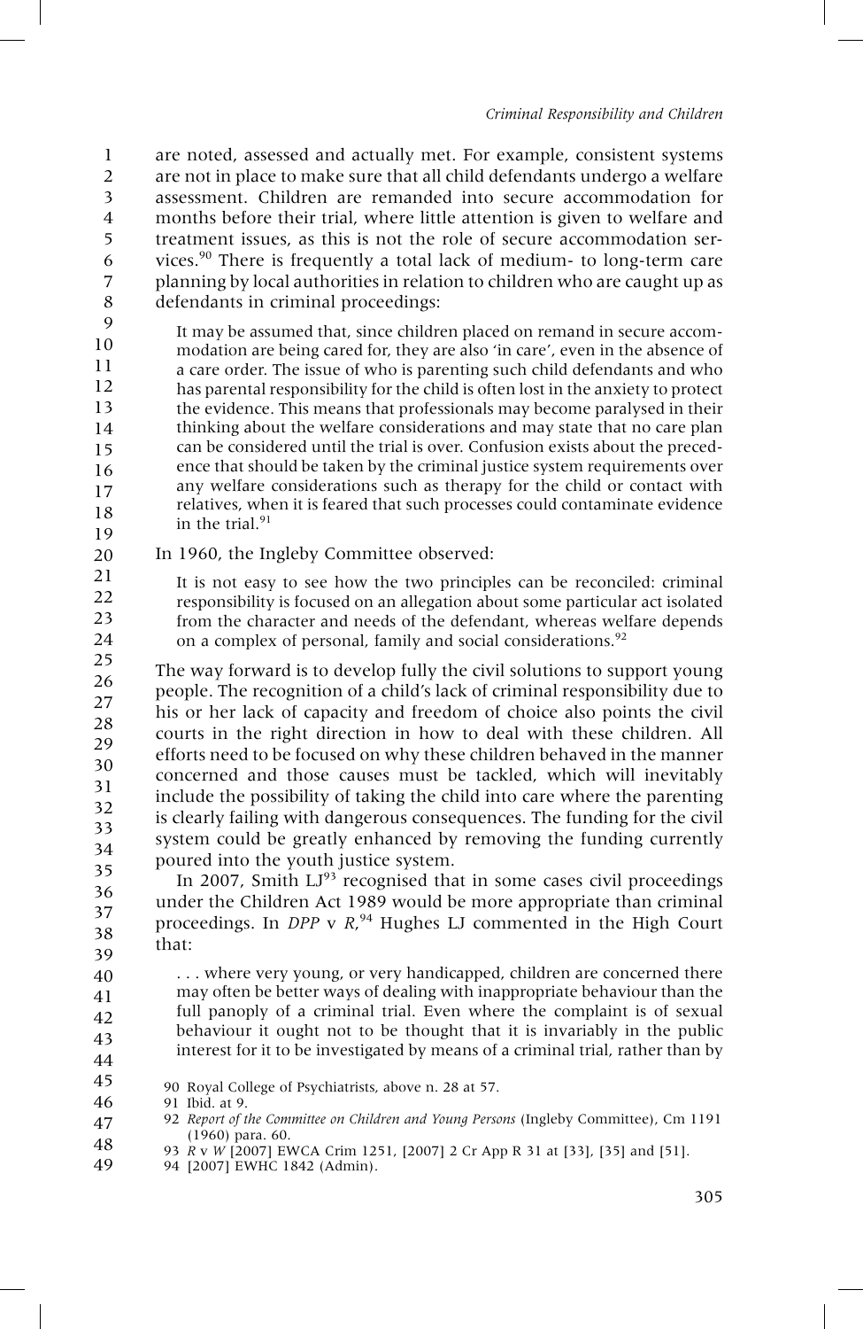are noted, assessed and actually met. For example, consistent systems are not in place to make sure that all child defendants undergo a welfare assessment. Children are remanded into secure accommodation for months before their trial, where little attention is given to welfare and treatment issues, as this is not the role of secure accommodation services.[90] There is frequently a total lack of medium- to long-term care planning by local authorities in relation to children who are caught up as defendants in criminal proceedings:

> It may be assumed that, since children placed on remand in secure accommodation are being cared for, they are also 'in care', even in the absence of a care order. The issue of who is parenting such child defendants and who has parental responsibility for the child is often lost in the anxiety to protect the evidence. This means that professionals may become paralysed in their thinking about the welfare considerations and may state that no care plan can be considered until the trial is over. Confusion exists about the precedence that should be taken by the criminal justice system requirements over any welfare considerations such as therapy for the child or contact with relatives, when it is feared that such processes could contaminate evidence in the trial.[91]

In 1960, the Ingleby Committee observed:

> It is not easy to see how the two principles can be reconciled: criminal responsibility is focused on an allegation about some particular act isolated from the character and needs of the defendant, whereas welfare depends on a complex of personal, family and social considerations.[92]

The way forward is to develop fully the civil solutions to support young people. The recognition of a child's lack of criminal responsibility due to his or her lack of capacity and freedom of choice also points the civil courts in the right direction in how to deal with these children. All efforts need to be focused on why these children behaved in the manner concerned and those causes must be tackled, which will inevitably include the possibility of taking the child into care where the parenting is clearly failing with dangerous consequences. The funding for the civil system could be greatly enhanced by removing the funding currently poured into the youth justice system.

In 2007, Smith LJ[93] recognised that in some cases civil proceedings under the Children Act 1989 would be more appropriate than criminal proceedings. In *DPP* v *R*,[94] Hughes LJ commented in the High Court that:

> . . . where very young, or very handicapped, children are concerned there may often be better ways of dealing with inappropriate behaviour than the full panoply of a criminal trial. Even where the complaint is of sexual behaviour it ought not to be thought that it is invariably in the public interest for it to be investigated by means of a criminal trial, rather than by

90 Royal College of Psychiatrists, above n. 28 at 57.

91 Ibid. at 9.

92 *Report of the Committee on Children and Young Persons* (Ingleby Committee), Cm 1191 (1960) para. 60.

93 *R* v *W* [2007] EWCA Crim 1251, [2007] 2 Cr App R 31 at [33], [35] and [51].

94 [2007] EWHC 1842 (Admin).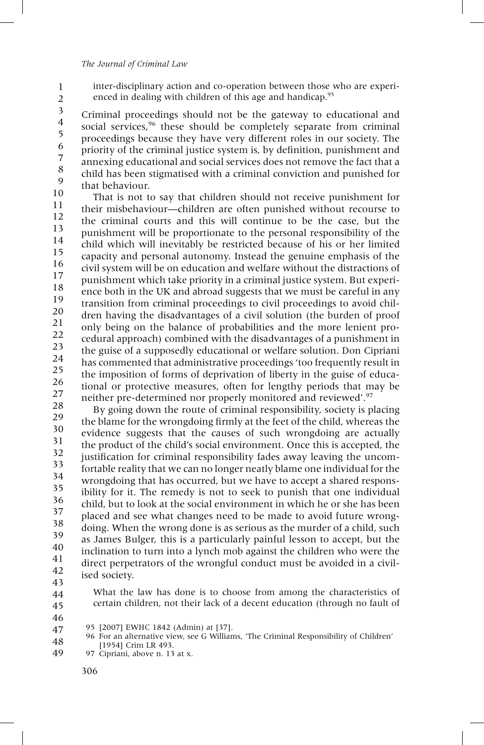> inter-disciplinary action and co-operation between those who are experienced in dealing with children of this age and handicap.[95]

Criminal proceedings should not be the gateway to educational and social services,[96] these should be completely separate from criminal proceedings because they have very different roles in our society. The priority of the criminal justice system is, by definition, punishment and annexing educational and social services does not remove the fact that a child has been stigmatised with a criminal conviction and punished for that behaviour.

That is not to say that children should not receive punishment for their misbehaviour—children are often punished without recourse to the criminal courts and this will continue to be the case, but the punishment will be proportionate to the personal responsibility of the child which will inevitably be restricted because of his or her limited capacity and personal autonomy. Instead the genuine emphasis of the civil system will be on education and welfare without the distractions of punishment which take priority in a criminal justice system. But experience both in the UK and abroad suggests that we must be careful in any transition from criminal proceedings to civil proceedings to avoid children having the disadvantages of a civil solution (the burden of proof only being on the balance of probabilities and the more lenient procedural approach) combined with the disadvantages of a punishment in the guise of a supposedly educational or welfare solution. Don Cipriani has commented that administrative proceedings 'too frequently result in the imposition of forms of deprivation of liberty in the guise of educational or protective measures, often for lengthy periods that may be neither pre-determined nor properly monitored and reviewed'.[97]

By going down the route of criminal responsibility, society is placing the blame for the wrongdoing firmly at the feet of the child, whereas the evidence suggests that the causes of such wrongdoing are actually the product of the child's social environment. Once this is accepted, the justification for criminal responsibility fades away leaving the uncomfortable reality that we can no longer neatly blame one individual for the wrongdoing that has occurred, but we have to accept a shared responsibility for it. The remedy is not to seek to punish that one individual child, but to look at the social environment in which he or she has been placed and see what changes need to be made to avoid future wrongdoing. When the wrong done is as serious as the murder of a child, such as James Bulger, this is a particularly painful lesson to accept, but the inclination to turn into a lynch mob against the children who were the direct perpetrators of the wrongful conduct must be avoided in a civilised society.

> What the law has done is to choose from among the characteristics of certain children, not their lack of a decent education (through no fault of

95 [2007] EWHC 1842 (Admin) at [37].

96 For an alternative view, see G Williams, 'The Criminal Responsibility of Children' [1954] Crim LR 493.

97 Cipriani, above n. 13 at x.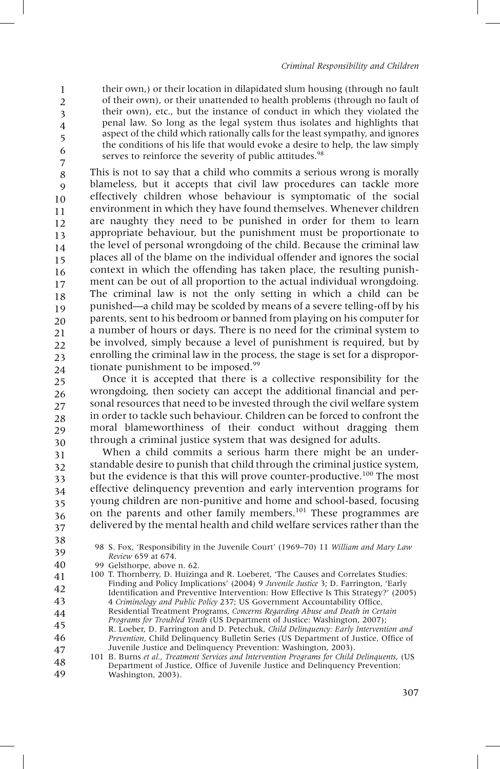> their own,) or their location in dilapidated slum housing (through no fault of their own), or their unattended to health problems (through no fault of their own), etc., but the instance of conduct in which they violated the penal law. So long as the legal system thus isolates and highlights that aspect of the child which rationally calls for the least sympathy, and ignores the conditions of his life that would evoke a desire to help, the law simply serves to reinforce the severity of public attitudes.[98]

This is not to say that a child who commits a serious wrong is morally blameless, but it accepts that civil law procedures can tackle more effectively children whose behaviour is symptomatic of the social environment in which they have found themselves. Whenever children are naughty they need to be punished in order for them to learn appropriate behaviour, but the punishment must be proportionate to the level of personal wrongdoing of the child. Because the criminal law places all of the blame on the individual offender and ignores the social context in which the offending has taken place, the resulting punishment can be out of all proportion to the actual individual wrongdoing. The criminal law is not the only setting in which a child can be punished—a child may be scolded by means of a severe telling-off by his parents, sent to his bedroom or banned from playing on his computer for a number of hours or days. There is no need for the criminal system to be involved, simply because a level of punishment is required, but by enrolling the criminal law in the process, the stage is set for a disproportionate punishment to be imposed.[99]

Once it is accepted that there is a collective responsibility for the wrongdoing, then society can accept the additional financial and personal resources that need to be invested through the civil welfare system in order to tackle such behaviour. Children can be forced to confront the moral blameworthiness of their conduct without dragging them through a criminal justice system that was designed for adults.

When a child commits a serious harm there might be an understandable desire to punish that child through the criminal justice system, but the evidence is that this will prove counter-productive.[100] The most effective delinquency prevention and early intervention programs for young children are non-punitive and home and school-based, focusing on the parents and other family members.[101] These programmes are delivered by the mental health and child welfare services rather than the

98 S. Fox, 'Responsibility in the Juvenile Court' (1969–70) 11 *William and Mary Law Review* 659 at 674.

99 Gelsthorpe, above n. 62.

100 T. Thornberry, D. Huizinga and R. Loeberet, 'The Causes and Correlates Studies: Finding and Policy Implications' (2004) 9 *Juvenile Justice* 3; D. Farrington, 'Early Identification and Preventive Intervention: How Effective Is This Strategy?' (2005) 4 *Criminology and Public Policy* 237; US Government Accountability Office, Residential Treatment Programs, *Concerns Regarding Abuse and Death in Certain Programs for Troubled Youth* (US Department of Justice: Washington, 2007); R. Loeber, D. Farrington and D. Petechuk, *Child Delinquency: Early Intervention and Prevention*, Child Delinquency Bulletin Series (US Department of Justice, Office of Juvenile Justice and Delinquency Prevention: Washington, 2003).

101 B. Burns *et al.*, *Treatment Services and Intervention Programs for Child Delinquents*, (US Department of Justice, Office of Juvenile Justice and Delinquency Prevention: Washington, 2003).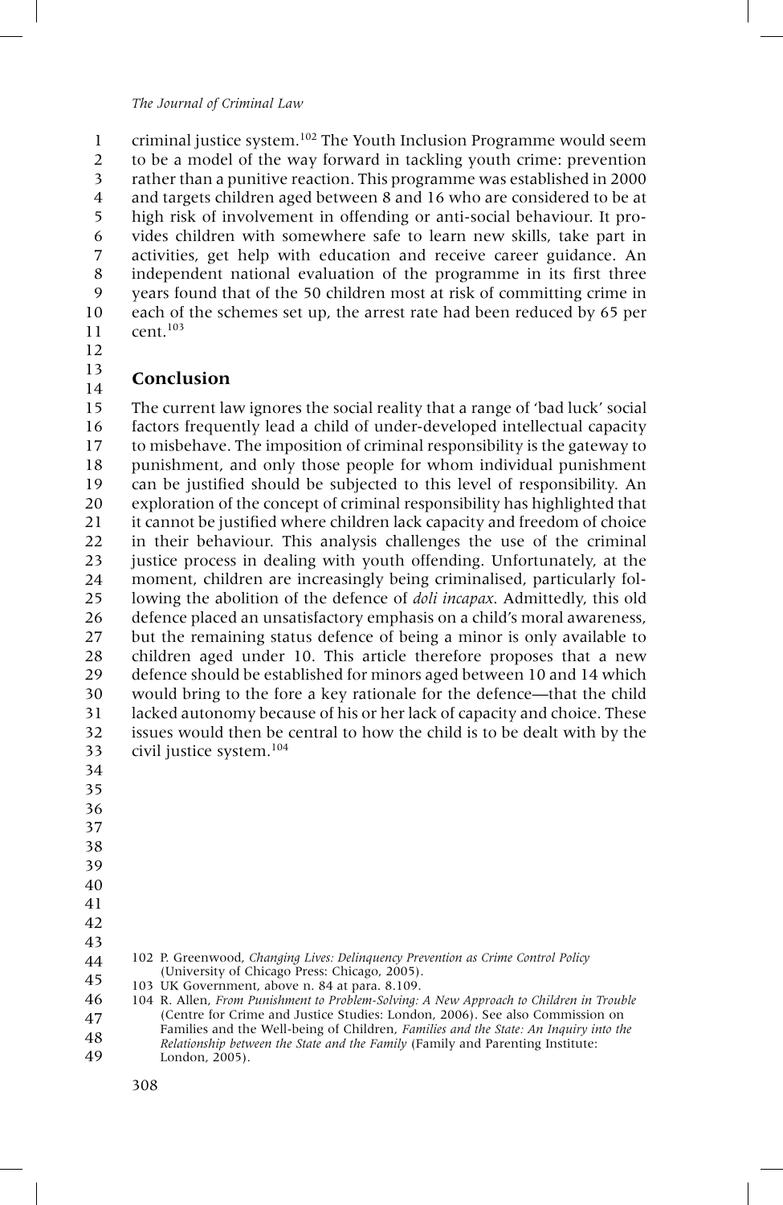criminal justice system.[102] The Youth Inclusion Programme would seem to be a model of the way forward in tackling youth crime: prevention rather than a punitive reaction. This programme was established in 2000 and targets children aged between 8 and 16 who are considered to be at high risk of involvement in offending or anti-social behaviour. It provides children with somewhere safe to learn new skills, take part in activities, get help with education and receive career guidance. An independent national evaluation of the programme in its first three years found that of the 50 children most at risk of committing crime in each of the schemes set up, the arrest rate had been reduced by 65 per cent.[103]

## Conclusion

The current law ignores the social reality that a range of 'bad luck' social factors frequently lead a child of under-developed intellectual capacity to misbehave. The imposition of criminal responsibility is the gateway to punishment, and only those people for whom individual punishment can be justified should be subjected to this level of responsibility. An exploration of the concept of criminal responsibility has highlighted that it cannot be justified where children lack capacity and freedom of choice in their behaviour. This analysis challenges the use of the criminal justice process in dealing with youth offending. Unfortunately, at the moment, children are increasingly being criminalised, particularly following the abolition of the defence of *doli incapax*. Admittedly, this old defence placed an unsatisfactory emphasis on a child's moral awareness, but the remaining status defence of being a minor is only available to children aged under 10. This article therefore proposes that a new defence should be established for minors aged between 10 and 14 which would bring to the fore a key rationale for the defence—that the child lacked autonomy because of his or her lack of capacity and choice. These issues would then be central to how the child is to be dealt with by the civil justice system.[104]

---

102 P. Greenwood, *Changing Lives: Delinquency Prevention as Crime Control Policy* (University of Chicago Press: Chicago, 2005).

103 UK Government, above n. 84 at para. 8.109.

104 R. Allen, *From Punishment to Problem-Solving: A New Approach to Children in Trouble* (Centre for Crime and Justice Studies: London, 2006). See also Commission on Families and the Well-being of Children, *Families and the State: An Inquiry into the Relationship between the State and the Family* (Family and Parenting Institute: London, 2005).